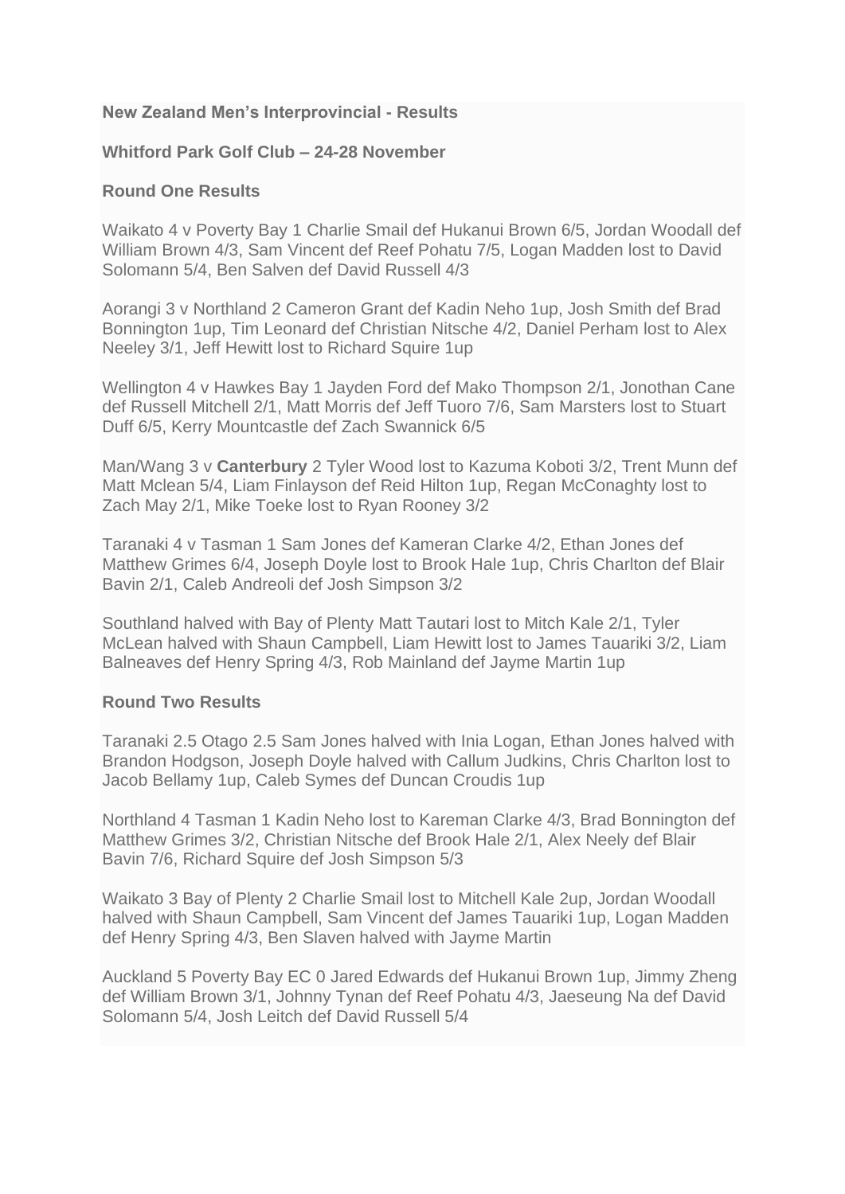**New Zealand Men's Interprovincial - Results**

**Whitford Park Golf Club – 24-28 November**

**Round One Results**

Waikato 4 v Poverty Bay 1 Charlie Smail def Hukanui Brown 6/5, Jordan Woodall def William Brown 4/3, Sam Vincent def Reef Pohatu 7/5, Logan Madden lost to David Solomann 5/4, Ben Salven def David Russell 4/3

Aorangi 3 v Northland 2 Cameron Grant def Kadin Neho 1up, Josh Smith def Brad Bonnington 1up, Tim Leonard def Christian Nitsche 4/2, Daniel Perham lost to Alex Neeley 3/1, Jeff Hewitt lost to Richard Squire 1up

Wellington 4 v Hawkes Bay 1 Jayden Ford def Mako Thompson 2/1, Jonothan Cane def Russell Mitchell 2/1, Matt Morris def Jeff Tuoro 7/6, Sam Marsters lost to Stuart Duff 6/5, Kerry Mountcastle def Zach Swannick 6/5

Man/Wang 3 v **Canterbury** 2 Tyler Wood lost to Kazuma Koboti 3/2, Trent Munn def Matt Mclean 5/4, Liam Finlayson def Reid Hilton 1up, Regan McConaghty lost to Zach May 2/1, Mike Toeke lost to Ryan Rooney 3/2

Taranaki 4 v Tasman 1 Sam Jones def Kameran Clarke 4/2, Ethan Jones def Matthew Grimes 6/4, Joseph Doyle lost to Brook Hale 1up, Chris Charlton def Blair Bavin 2/1, Caleb Andreoli def Josh Simpson 3/2

Southland halved with Bay of Plenty Matt Tautari lost to Mitch Kale 2/1, Tyler McLean halved with Shaun Campbell, Liam Hewitt lost to James Tauariki 3/2, Liam Balneaves def Henry Spring 4/3, Rob Mainland def Jayme Martin 1up

**Round Two Results**

Taranaki 2.5 Otago 2.5 Sam Jones halved with Inia Logan, Ethan Jones halved with Brandon Hodgson, Joseph Doyle halved with Callum Judkins, Chris Charlton lost to Jacob Bellamy 1up, Caleb Symes def Duncan Croudis 1up

Northland 4 Tasman 1 Kadin Neho lost to Kareman Clarke 4/3, Brad Bonnington def Matthew Grimes 3/2, Christian Nitsche def Brook Hale 2/1, Alex Neely def Blair Bavin 7/6, Richard Squire def Josh Simpson 5/3

Waikato 3 Bay of Plenty 2 Charlie Smail lost to Mitchell Kale 2up, Jordan Woodall halved with Shaun Campbell, Sam Vincent def James Tauariki 1up, Logan Madden def Henry Spring 4/3, Ben Slaven halved with Jayme Martin

Auckland 5 Poverty Bay EC 0 Jared Edwards def Hukanui Brown 1up, Jimmy Zheng def William Brown 3/1, Johnny Tynan def Reef Pohatu 4/3, Jaeseung Na def David Solomann 5/4, Josh Leitch def David Russell 5/4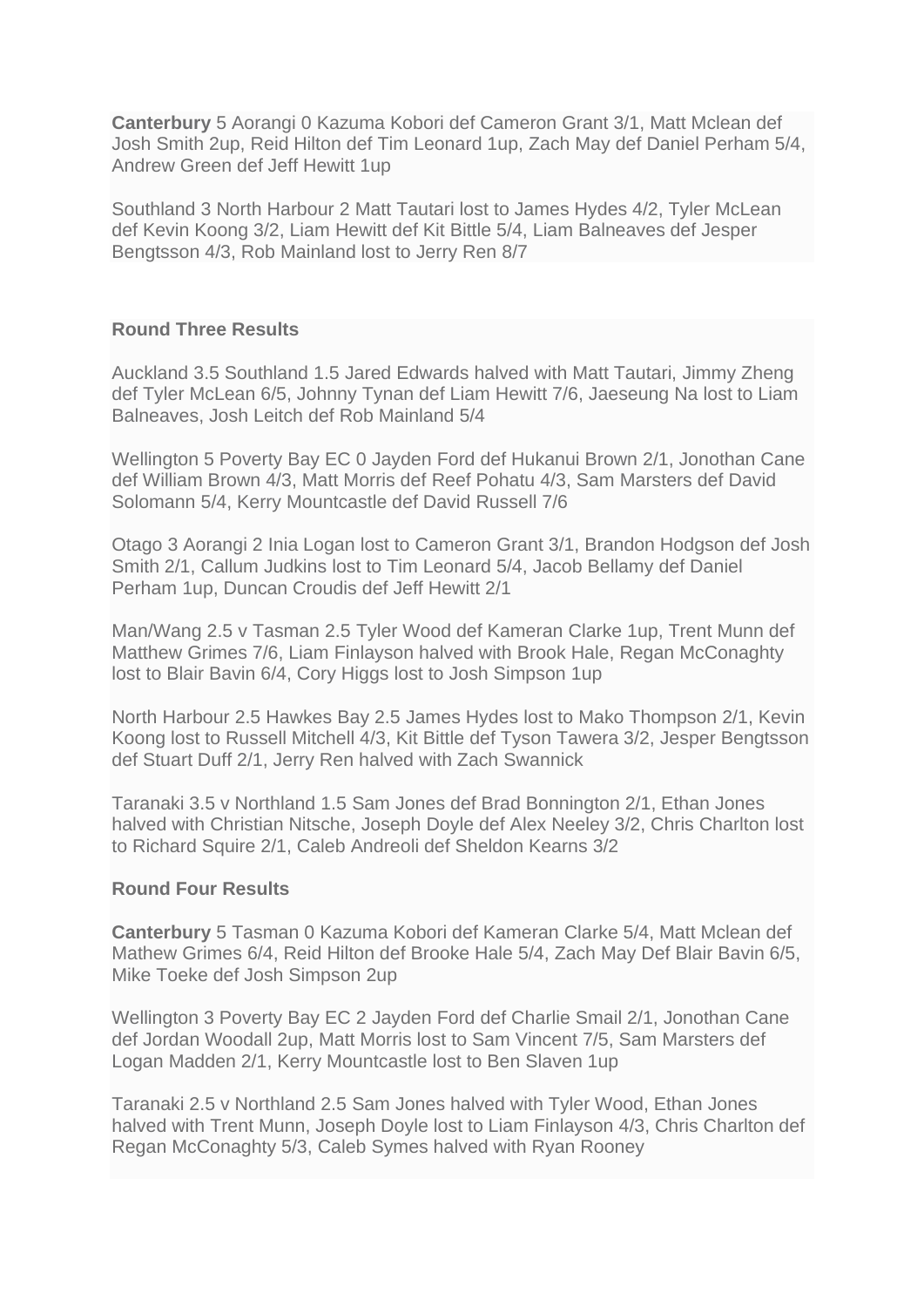**Canterbury** 5 Aorangi 0 Kazuma Kobori def Cameron Grant 3/1, Matt Mclean def Josh Smith 2up, Reid Hilton def Tim Leonard 1up, Zach May def Daniel Perham 5/4, Andrew Green def Jeff Hewitt 1up

Southland 3 North Harbour 2 Matt Tautari lost to James Hydes 4/2, Tyler McLean def Kevin Koong 3/2, Liam Hewitt def Kit Bittle 5/4, Liam Balneaves def Jesper Bengtsson 4/3, Rob Mainland lost to Jerry Ren 8/7

**Round Three Results**

Auckland 3.5 Southland 1.5 Jared Edwards halved with Matt Tautari, Jimmy Zheng def Tyler McLean 6/5, Johnny Tynan def Liam Hewitt 7/6, Jaeseung Na lost to Liam Balneaves, Josh Leitch def Rob Mainland 5/4

Wellington 5 Poverty Bay EC 0 Jayden Ford def Hukanui Brown 2/1, Jonothan Cane def William Brown 4/3, Matt Morris def Reef Pohatu 4/3, Sam Marsters def David Solomann 5/4, Kerry Mountcastle def David Russell 7/6

Otago 3 Aorangi 2 Inia Logan lost to Cameron Grant 3/1, Brandon Hodgson def Josh Smith 2/1, Callum Judkins lost to Tim Leonard 5/4, Jacob Bellamy def Daniel Perham 1up, Duncan Croudis def Jeff Hewitt 2/1

Man/Wang 2.5 v Tasman 2.5 Tyler Wood def Kameran Clarke 1up, Trent Munn def Matthew Grimes 7/6, Liam Finlayson halved with Brook Hale, Regan McConaghty lost to Blair Bavin 6/4, Cory Higgs lost to Josh Simpson 1up

North Harbour 2.5 Hawkes Bay 2.5 James Hydes lost to Mako Thompson 2/1, Kevin Koong lost to Russell Mitchell 4/3, Kit Bittle def Tyson Tawera 3/2, Jesper Bengtsson def Stuart Duff 2/1, Jerry Ren halved with Zach Swannick

Taranaki 3.5 v Northland 1.5 Sam Jones def Brad Bonnington 2/1, Ethan Jones halved with Christian Nitsche, Joseph Doyle def Alex Neeley 3/2, Chris Charlton lost to Richard Squire 2/1, Caleb Andreoli def Sheldon Kearns 3/2

**Round Four Results**

**Canterbury** 5 Tasman 0 Kazuma Kobori def Kameran Clarke 5/4, Matt Mclean def Mathew Grimes 6/4, Reid Hilton def Brooke Hale 5/4, Zach May Def Blair Bavin 6/5, Mike Toeke def Josh Simpson 2up

Wellington 3 Poverty Bay EC 2 Jayden Ford def Charlie Smail 2/1, Jonothan Cane def Jordan Woodall 2up, Matt Morris lost to Sam Vincent 7/5, Sam Marsters def Logan Madden 2/1, Kerry Mountcastle lost to Ben Slaven 1up

Taranaki 2.5 v Northland 2.5 Sam Jones halved with Tyler Wood, Ethan Jones halved with Trent Munn, Joseph Doyle lost to Liam Finlayson 4/3, Chris Charlton def Regan McConaghty 5/3, Caleb Symes halved with Ryan Rooney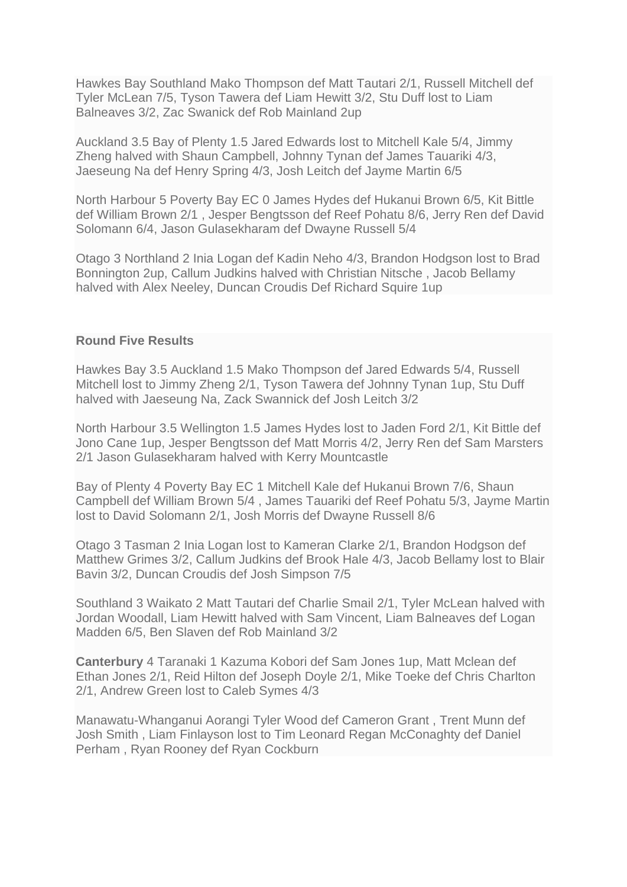Hawkes Bay Southland Mako Thompson def Matt Tautari 2/1, Russell Mitchell def Tyler McLean 7/5, Tyson Tawera def Liam Hewitt 3/2, Stu Duff lost to Liam Balneaves 3/2, Zac Swanick def Rob Mainland 2up

Auckland 3.5 Bay of Plenty 1.5 Jared Edwards lost to Mitchell Kale 5/4, Jimmy Zheng halved with Shaun Campbell, Johnny Tynan def James Tauariki 4/3, Jaeseung Na def Henry Spring 4/3, Josh Leitch def Jayme Martin 6/5

North Harbour 5 Poverty Bay EC 0 James Hydes def Hukanui Brown 6/5, Kit Bittle def William Brown 2/1 , Jesper Bengtsson def Reef Pohatu 8/6, Jerry Ren def David Solomann 6/4, Jason Gulasekharam def Dwayne Russell 5/4

Otago 3 Northland 2 Inia Logan def Kadin Neho 4/3, Brandon Hodgson lost to Brad Bonnington 2up, Callum Judkins halved with Christian Nitsche , Jacob Bellamy halved with Alex Neeley, Duncan Croudis Def Richard Squire 1up

**Round Five Results**

Hawkes Bay 3.5 Auckland 1.5 Mako Thompson def Jared Edwards 5/4, Russell Mitchell lost to Jimmy Zheng 2/1, Tyson Tawera def Johnny Tynan 1up, Stu Duff halved with Jaeseung Na, Zack Swannick def Josh Leitch 3/2

North Harbour 3.5 Wellington 1.5 James Hydes lost to Jaden Ford 2/1, Kit Bittle def Jono Cane 1up, Jesper Bengtsson def Matt Morris 4/2, Jerry Ren def Sam Marsters 2/1 Jason Gulasekharam halved with Kerry Mountcastle

Bay of Plenty 4 Poverty Bay EC 1 Mitchell Kale def Hukanui Brown 7/6, Shaun Campbell def William Brown 5/4 , James Tauariki def Reef Pohatu 5/3, Jayme Martin lost to David Solomann 2/1, Josh Morris def Dwayne Russell 8/6

Otago 3 Tasman 2 Inia Logan lost to Kameran Clarke 2/1, Brandon Hodgson def Matthew Grimes 3/2, Callum Judkins def Brook Hale 4/3, Jacob Bellamy lost to Blair Bavin 3/2, Duncan Croudis def Josh Simpson 7/5

Southland 3 Waikato 2 Matt Tautari def Charlie Smail 2/1, Tyler McLean halved with Jordan Woodall, Liam Hewitt halved with Sam Vincent, Liam Balneaves def Logan Madden 6/5, Ben Slaven def Rob Mainland 3/2

**Canterbury** 4 Taranaki 1 Kazuma Kobori def Sam Jones 1up, Matt Mclean def Ethan Jones 2/1, Reid Hilton def Joseph Doyle 2/1, Mike Toeke def Chris Charlton 2/1, Andrew Green lost to Caleb Symes 4/3

Manawatu-Whanganui Aorangi Tyler Wood def Cameron Grant , Trent Munn def Josh Smith , Liam Finlayson lost to Tim Leonard Regan McConaghty def Daniel Perham , Ryan Rooney def Ryan Cockburn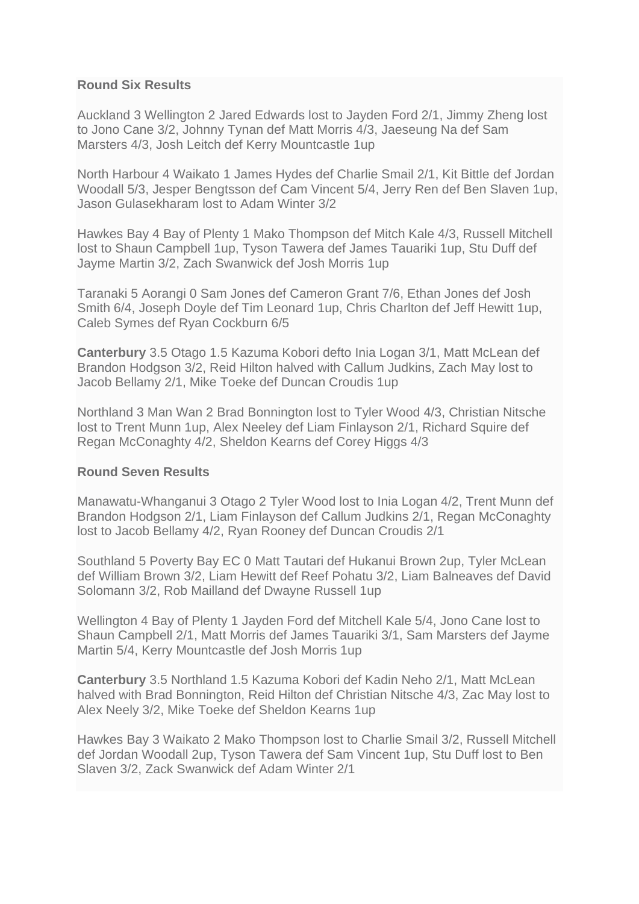**Round Six Results**

Auckland 3 Wellington 2 Jared Edwards lost to Jayden Ford 2/1, Jimmy Zheng lost to Jono Cane 3/2, Johnny Tynan def Matt Morris 4/3, Jaeseung Na def Sam Marsters 4/3, Josh Leitch def Kerry Mountcastle 1up

North Harbour 4 Waikato 1 James Hydes def Charlie Smail 2/1, Kit Bittle def Jordan Woodall 5/3, Jesper Bengtsson def Cam Vincent 5/4, Jerry Ren def Ben Slaven 1up, Jason Gulasekharam lost to Adam Winter 3/2

Hawkes Bay 4 Bay of Plenty 1 Mako Thompson def Mitch Kale 4/3, Russell Mitchell lost to Shaun Campbell 1up, Tyson Tawera def James Tauariki 1up, Stu Duff def Jayme Martin 3/2, Zach Swanwick def Josh Morris 1up

Taranaki 5 Aorangi 0 Sam Jones def Cameron Grant 7/6, Ethan Jones def Josh Smith 6/4, Joseph Doyle def Tim Leonard 1up, Chris Charlton def Jeff Hewitt 1up, Caleb Symes def Ryan Cockburn 6/5

**Canterbury** 3.5 Otago 1.5 Kazuma Kobori defto Inia Logan 3/1, Matt McLean def Brandon Hodgson 3/2, Reid Hilton halved with Callum Judkins, Zach May lost to Jacob Bellamy 2/1, Mike Toeke def Duncan Croudis 1up

Northland 3 Man Wan 2 Brad Bonnington lost to Tyler Wood 4/3, Christian Nitsche lost to Trent Munn 1up, Alex Neeley def Liam Finlayson 2/1, Richard Squire def Regan McConaghty 4/2, Sheldon Kearns def Corey Higgs 4/3

**Round Seven Results**

Manawatu-Whanganui 3 Otago 2 Tyler Wood lost to Inia Logan 4/2, Trent Munn def Brandon Hodgson 2/1, Liam Finlayson def Callum Judkins 2/1, Regan McConaghty lost to Jacob Bellamy 4/2, Ryan Rooney def Duncan Croudis 2/1

Southland 5 Poverty Bay EC 0 Matt Tautari def Hukanui Brown 2up, Tyler McLean def William Brown 3/2, Liam Hewitt def Reef Pohatu 3/2, Liam Balneaves def David Solomann 3/2, Rob Mailland def Dwayne Russell 1up

Wellington 4 Bay of Plenty 1 Jayden Ford def Mitchell Kale 5/4, Jono Cane lost to Shaun Campbell 2/1, Matt Morris def James Tauariki 3/1, Sam Marsters def Jayme Martin 5/4, Kerry Mountcastle def Josh Morris 1up

**Canterbury** 3.5 Northland 1.5 Kazuma Kobori def Kadin Neho 2/1, Matt McLean halved with Brad Bonnington, Reid Hilton def Christian Nitsche 4/3, Zac May lost to Alex Neely 3/2, Mike Toeke def Sheldon Kearns 1up

Hawkes Bay 3 Waikato 2 Mako Thompson lost to Charlie Smail 3/2, Russell Mitchell def Jordan Woodall 2up, Tyson Tawera def Sam Vincent 1up, Stu Duff lost to Ben Slaven 3/2, Zack Swanwick def Adam Winter 2/1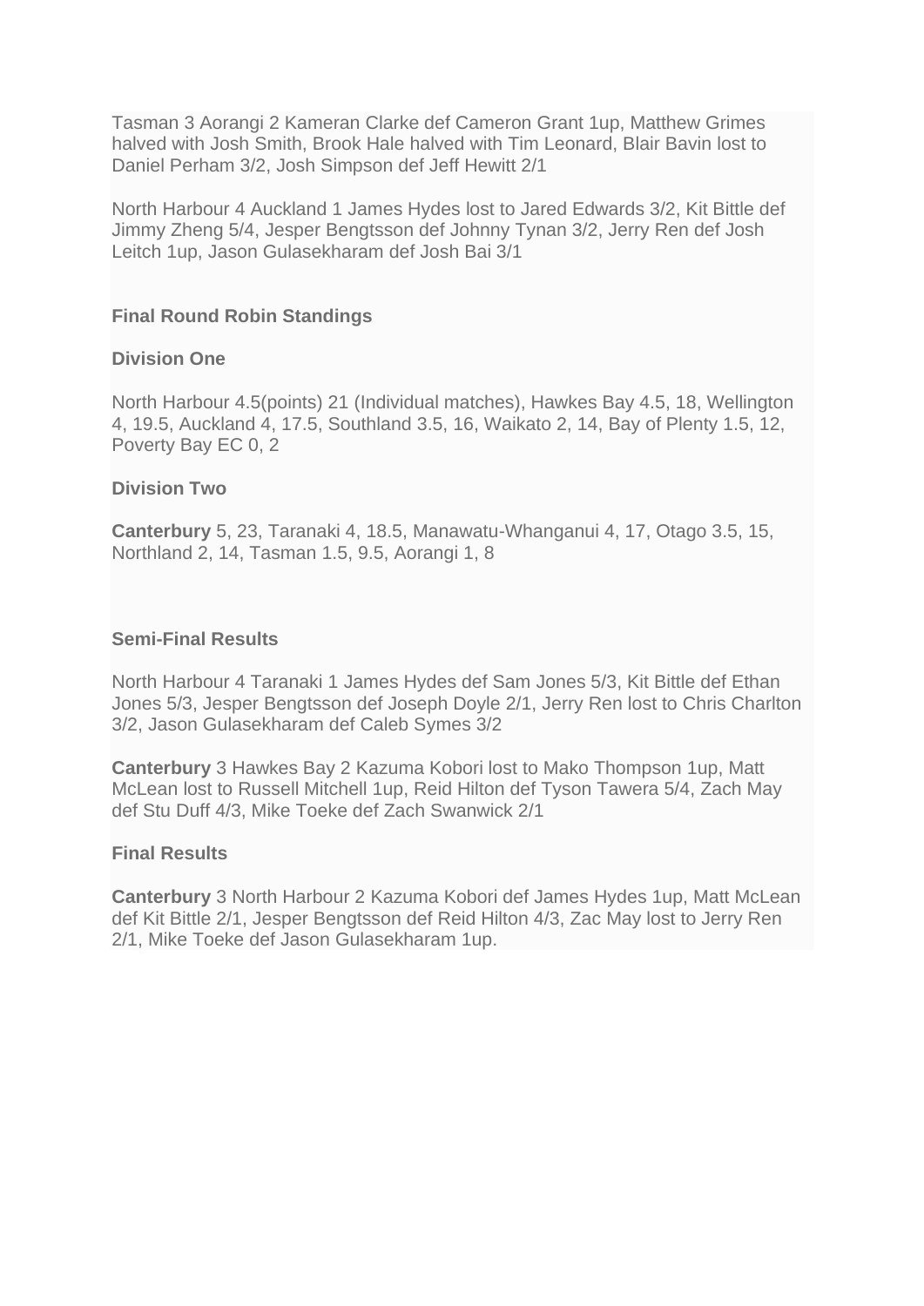Tasman 3 Aorangi 2 Kameran Clarke def Cameron Grant 1up, Matthew Grimes halved with Josh Smith, Brook Hale halved with Tim Leonard, Blair Bavin lost to Daniel Perham 3/2, Josh Simpson def Jeff Hewitt 2/1

North Harbour 4 Auckland 1 James Hydes lost to Jared Edwards 3/2, Kit Bittle def Jimmy Zheng 5/4, Jesper Bengtsson def Johnny Tynan 3/2, Jerry Ren def Josh Leitch 1up, Jason Gulasekharam def Josh Bai 3/1

**Final Round Robin Standings**

**Division One**

North Harbour 4.5(points) 21 (Individual matches), Hawkes Bay 4.5, 18, Wellington 4, 19.5, Auckland 4, 17.5, Southland 3.5, 16, Waikato 2, 14, Bay of Plenty 1.5, 12, Poverty Bay EC 0, 2

**Division Two**

**Canterbury** 5, 23, Taranaki 4, 18.5, Manawatu-Whanganui 4, 17, Otago 3.5, 15, Northland 2, 14, Tasman 1.5, 9.5, Aorangi 1, 8

**Semi-Final Results**

North Harbour 4 Taranaki 1 James Hydes def Sam Jones 5/3, Kit Bittle def Ethan Jones 5/3, Jesper Bengtsson def Joseph Doyle 2/1, Jerry Ren lost to Chris Charlton 3/2, Jason Gulasekharam def Caleb Symes 3/2

**Canterbury** 3 Hawkes Bay 2 Kazuma Kobori lost to Mako Thompson 1up, Matt McLean lost to Russell Mitchell 1up, Reid Hilton def Tyson Tawera 5/4, Zach May def Stu Duff 4/3, Mike Toeke def Zach Swanwick 2/1

**Final Results**

**Canterbury** 3 North Harbour 2 Kazuma Kobori def James Hydes 1up, Matt McLean def Kit Bittle 2/1, Jesper Bengtsson def Reid Hilton 4/3, Zac May lost to Jerry Ren 2/1, Mike Toeke def Jason Gulasekharam 1up.